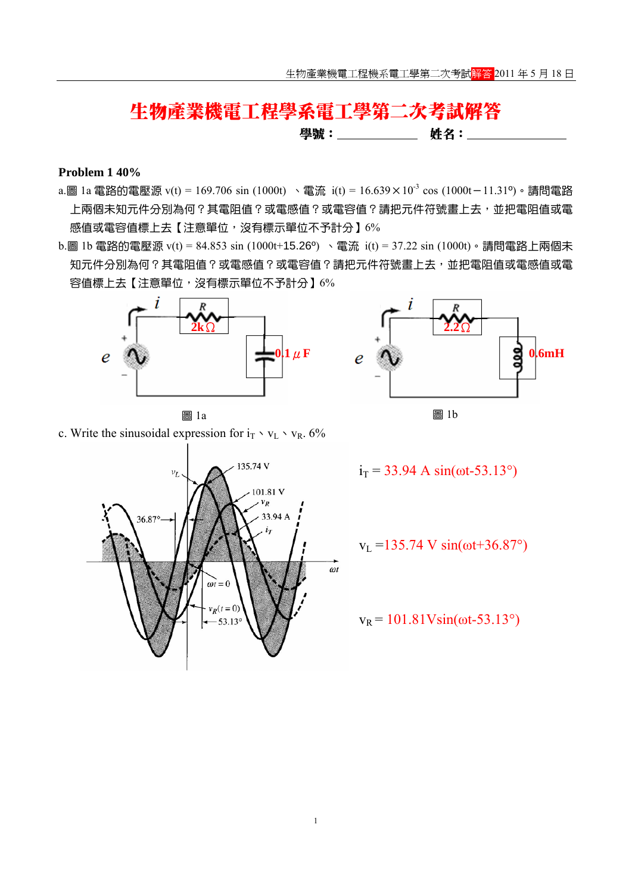# 生物產業機電工程學系電工學第二次考試解答

**學號：**＿＿＿＿＿＿＿ **姓名：**＿＿＿＿＿＿＿＿

**Problem 1 40%**

a.圖 1a 電路的電壓源 $v(t) = 169.706 \sin(1000t)$ 、電流 $i(t) = 16.639 \times 10^{-3} \cos(1000t - 11.31°)$。請問電路上兩個未知元件分別為何？其電阻值？或電感值？或電容值？請把元件符號畫上去，並把電阻值或電感值或電容值標上去【注意單位，沒有標示單位不予計分】6%

b.圖 1b 電路的電壓源 $v(t) = 84.853 \sin(1000t+15.26°)$ 、電流 $i(t) = 37.22 \sin(1000t)$。請問電路上兩個未知元件分別為何？其電阻值？或電感值或電容值？請把元件符號畫上去，並把電阻值或電感值或電容值標上去【注意單位，沒有標示單位不予計分】6%

圖 1a: R = 2kΩ, 0.1 μF

圖 1b: R = 2.2 Ω, 0.6mH

c. Write the sinusoidal expression for $i_T$、$v_L$、$v_R$. 6%

$i_T$ = 33.94 A sin(ωt-53.13°)

$v_L$ =135.74 V sin(ωt+36.87°)

$v_R$ = 101.81Vsin(ωt-53.13°)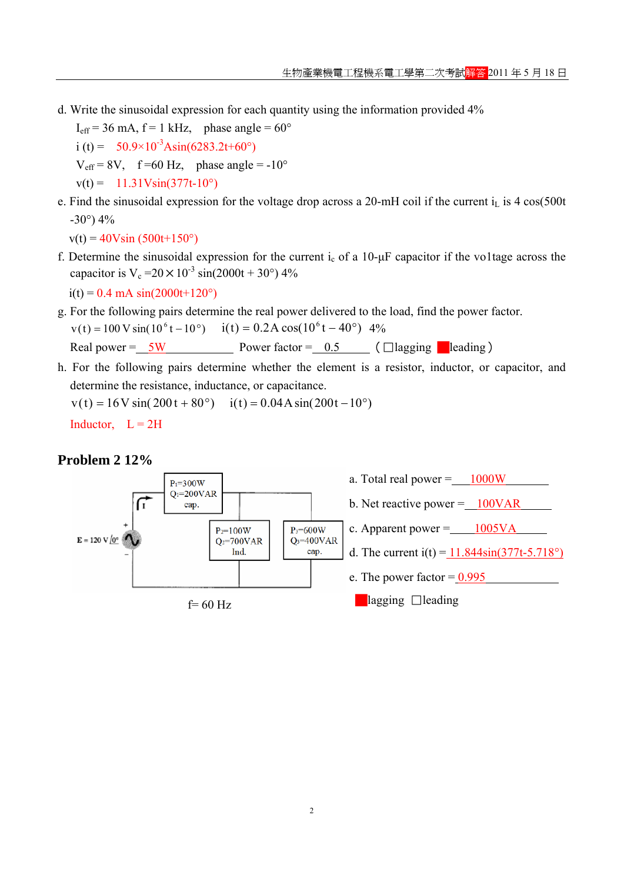d. Write the sinusoidal expression for each quantity using the information provided 4%

$I_{eff}$ = 36 mA, f = 1 kHz,  phase angle = 60°

i (t) =  $50.9\times10^{-3}$Asin(6283.2t+60°)

$V_{eff}$ = 8V,  f =60 Hz,  phase angle = -10°

v(t) =  11.31Vsin(377t-10°)

e. Find the sinusoidal expression for the voltage drop across a 20-mH coil if the current $i_L$ is 4 cos(500t -30°) 4%

v(t) = 40Vsin (500t+150°)

f. Determine the sinusoidal expression for the current $i_c$ of a 10-μF capacitor if the vo1tage across the capacitor is $V_c$ =20 × $10^{-3}$ sin(2000t + 30°) 4%

i(t) = 0.4 mA sin(2000t+120°)

g. For the following pairs determine the real power delivered to the load, find the power factor.

$v(t) = 100\,V\sin(10^6 t - 10°)$   $i(t) = 0.2A\cos(10^6 t - 40°)$  4%

Real power = 5W   Power factor = 0.5   (☐lagging ■leading)

h. For the following pairs determine whether the element is a resistor, inductor, or capacitor, and determine the resistance, inductance, or capacitance.

$v(t) = 16\,V\sin(200t + 80°)$   $i(t) = 0.04A\sin(200t - 10°)$

Inductor,  L = 2H

## Problem 2 12%

E = 120 V∠0°, f= 60 Hz

Loads: $P_1$=300W, $Q_1$=200VAR cap.; $P_2$=100W, $Q_2$=700VAR Ind.; $P_3$=600W, $Q_3$=400VAR cap.

a. Total real power = 1000W

b. Net reactive power = 100VAR

c. Apparent power = 1005VA

d. The current i(t) = 11.844sin(377t-5.718°)

e. The power factor = 0.995

■lagging ☐leading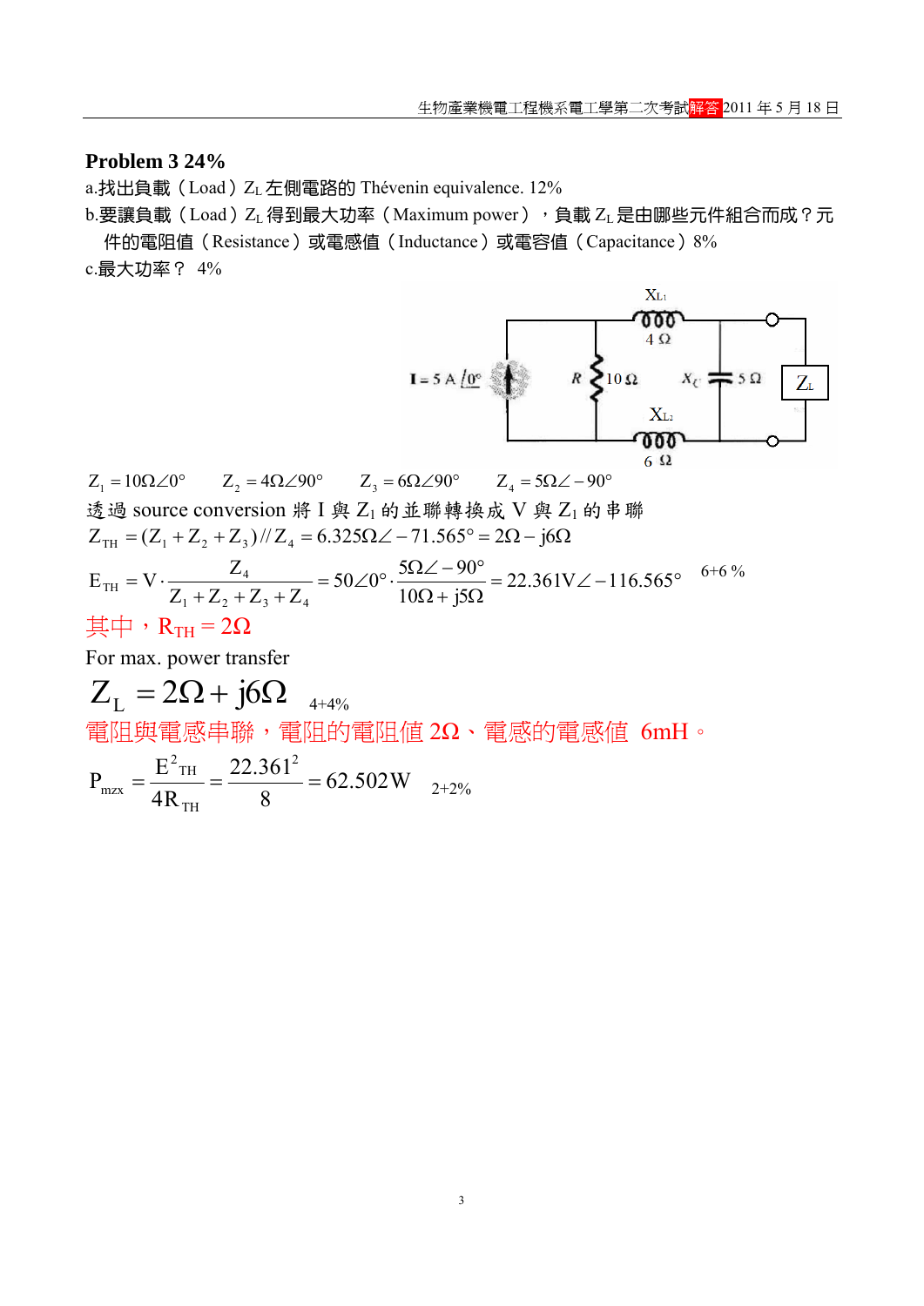**Problem 3 24%**

a.找出負載（Load）$Z_L$ 左側電路的 Thévenin equivalence. 12%

b.要讓負載（Load）$Z_L$ 得到最大功率（Maximum power），負載 $Z_L$ 是由哪些元件組合而成？元件的電阻值（Resistance）或電感值（Inductance）或電容值（Capacitance）8%

c.最大功率？ 4%

$Z_1 = 10\Omega\angle 0^\circ \quad Z_2 = 4\Omega\angle 90^\circ \quad Z_3 = 6\Omega\angle 90^\circ \quad Z_4 = 5\Omega\angle -90^\circ$

透過 source conversion 將 I 與 $Z_1$ 的並聯轉換成 V 與 $Z_1$ 的串聯

$$Z_{TH} = (Z_1 + Z_2 + Z_3) // Z_4 = 6.325\Omega\angle -71.565^\circ = 2\Omega - j6\Omega$$

$$E_{TH} = V \cdot \frac{Z_4}{Z_1 + Z_2 + Z_3 + Z_4} = 50\angle 0^\circ \cdot \frac{5\Omega\angle -90^\circ}{10\Omega + j5\Omega} = 22.361\text{V}\angle -116.565^\circ \qquad 6+6\ \%$$

其中，$R_{TH} = 2\Omega$

For max. power transfer

$$Z_L = 2\Omega + j6\Omega \qquad 4+4\%$$

電阻與電感串聯，電阻的電阻值 2Ω、電感的電感值 6mH。

$$P_{mzx} = \frac{E^2_{TH}}{4R_{TH}} = \frac{22.361^2}{8} = 62.502\text{W} \qquad 2+2\%$$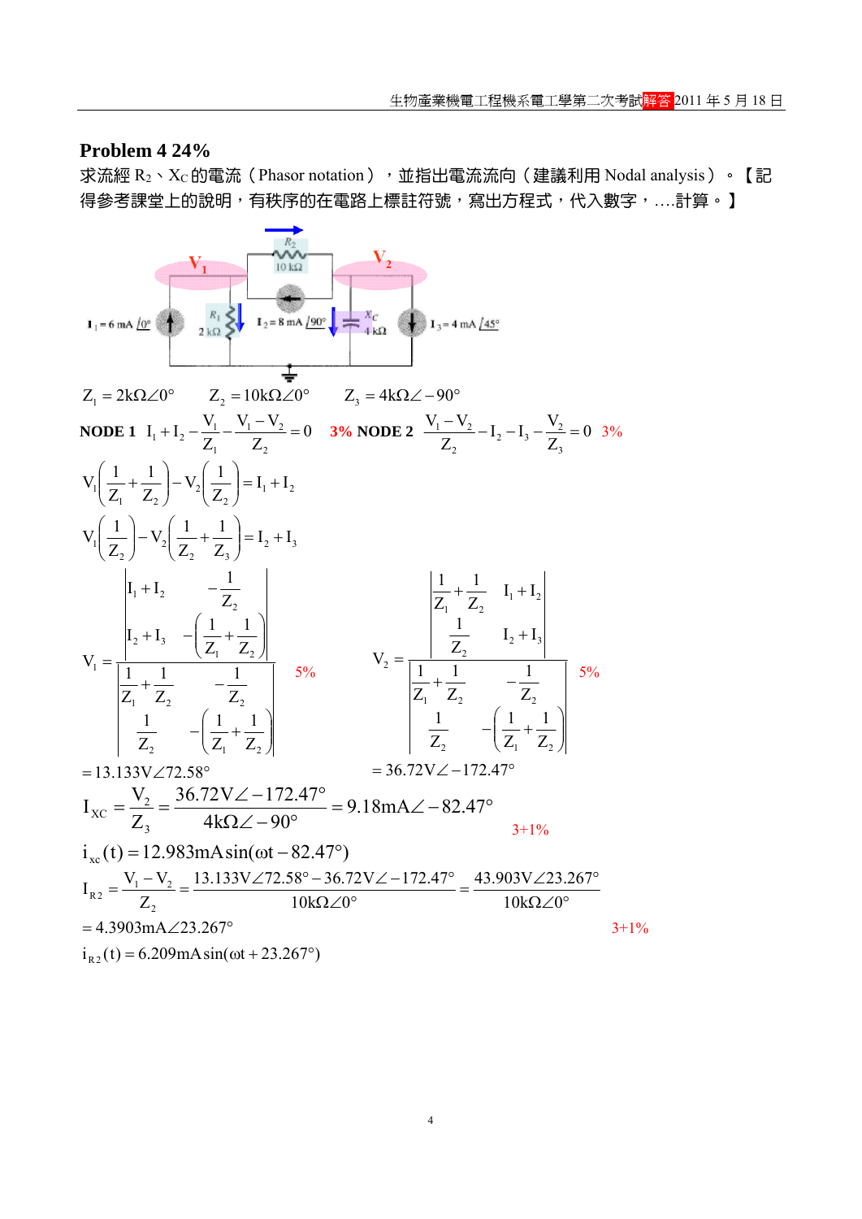## Problem 4 24%

求流經 $R_2$、$X_C$ 的電流（Phasor notation），並指出電流流向（建議利用 Nodal analysis）。【記得參考課堂上的說明，有秩序的在電路上標註符號，寫出方程式，代入數字，….計算。】

V1

V2

$R_2$

10 kΩ

$I_1 = 6\text{ mA} \angle 0°$

$R_1$

2 kΩ

$I_2 = 8\text{ mA} \angle 90°$

$X_C$

4 kΩ

$I_3 = 4\text{ mA} \angle 45°$

$Z_1 = 2\text{k}\Omega\angle 0° \qquad Z_2 = 10\text{k}\Omega\angle 0° \qquad Z_3 = 4\text{k}\Omega\angle -90°$

**NODE 1** $I_1 + I_2 - \dfrac{V_1}{Z_1} - \dfrac{V_1 - V_2}{Z_2} = 0$ 3% **NODE 2** $\dfrac{V_1 - V_2}{Z_2} - I_2 - I_3 - \dfrac{V_2}{Z_3} = 0$ 3%

$$V_1\left(\frac{1}{Z_1} + \frac{1}{Z_2}\right) - V_2\left(\frac{1}{Z_2}\right) = I_1 + I_2$$

$$V_1\left(\frac{1}{Z_2}\right) - V_2\left(\frac{1}{Z_2} + \frac{1}{Z_3}\right) = I_2 + I_3$$

$$V_1 = \frac{\begin{vmatrix} I_1 + I_2 & -\dfrac{1}{Z_2} \\ I_2 + I_3 & -\left(\dfrac{1}{Z_1} + \dfrac{1}{Z_2}\right) \end{vmatrix}}{\begin{vmatrix} \dfrac{1}{Z_1} + \dfrac{1}{Z_2} & -\dfrac{1}{Z_2} \\ \dfrac{1}{Z_2} & -\left(\dfrac{1}{Z_1} + \dfrac{1}{Z_2}\right) \end{vmatrix}} \quad 5\%$$

$$= 13.133\text{V}\angle 72.58°$$

$$V_2 = \frac{\begin{vmatrix} \dfrac{1}{Z_1} + \dfrac{1}{Z_2} & I_1 + I_2 \\ \dfrac{1}{Z_2} & I_2 + I_3 \end{vmatrix}}{\begin{vmatrix} \dfrac{1}{Z_1} + \dfrac{1}{Z_2} & -\dfrac{1}{Z_2} \\ \dfrac{1}{Z_2} & -\left(\dfrac{1}{Z_1} + \dfrac{1}{Z_2}\right) \end{vmatrix}} \quad 5\%$$

$$= 36.72\text{V}\angle -172.47°$$

$$I_{XC} = \frac{V_2}{Z_3} = \frac{36.72\text{V}\angle -172.47°}{4\text{k}\Omega\angle -90°} = 9.18\text{mA}\angle -82.47°$$

3+1%

$$i_{xc}(t) = 12.983\text{mA}\sin(\omega t - 82.47°)$$

$$I_{R2} = \frac{V_1 - V_2}{Z_2} = \frac{13.133\text{V}\angle 72.58° - 36.72\text{V}\angle -172.47°}{10\text{k}\Omega\angle 0°} = \frac{43.903\text{V}\angle 23.267°}{10\text{k}\Omega\angle 0°}$$

$$= 4.3903\text{mA}\angle 23.267°$$

3+1%

$$i_{R2}(t) = 6.209\text{mA}\sin(\omega t + 23.267°)$$